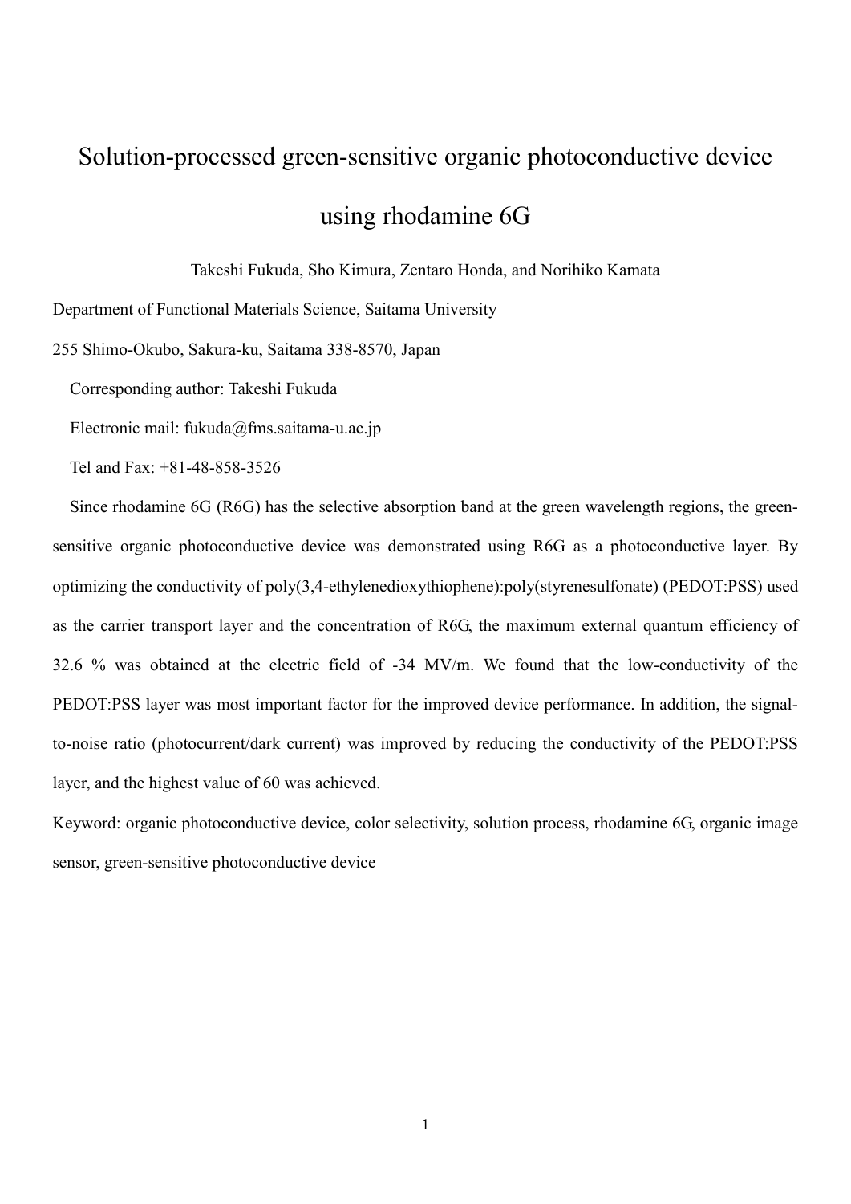# Solution-processed green-sensitive organic photoconductive device using rhodamine 6G

Takeshi Fukuda, Sho Kimura, Zentaro Honda, and Norihiko Kamata

Department of Functional Materials Science, Saitama University

255 Shimo-Okubo, Sakura-ku, Saitama 338-8570, Japan

Corresponding author: Takeshi Fukuda

Electronic mail: fukuda@fms.saitama-u.ac.jp

Tel and Fax: +81-48-858-3526

Since rhodamine 6G (R6G) has the selective absorption band at the green wavelength regions, the green-sensitive organic photoconductive device was demonstrated using R6G as a photoconductive layer. By optimizing the conductivity of poly(3,4-ethylenedioxythiophene):poly(styrenesulfonate) (PEDOT:PSS) used as the carrier transport layer and the concentration of R6G, the maximum external quantum efficiency of 32.6 % was obtained at the electric field of -34 MV/m. We found that the low-conductivity of the PEDOT:PSS layer was most important factor for the improved device performance. In addition, the signal-to-noise ratio (photocurrent/dark current) was improved by reducing the conductivity of the PEDOT:PSS layer, and the highest value of 60 was achieved.

Keyword: organic photoconductive device, color selectivity, solution process, rhodamine 6G, organic image sensor, green-sensitive photoconductive device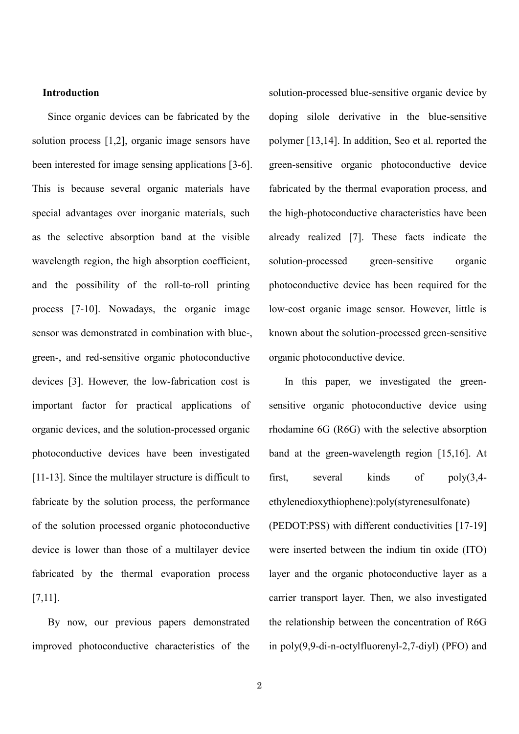## Introduction

Since organic devices can be fabricated by the solution process [1,2], organic image sensors have been interested for image sensing applications [3-6]. This is because several organic materials have special advantages over inorganic materials, such as the selective absorption band at the visible wavelength region, the high absorption coefficient, and the possibility of the roll-to-roll printing process [7-10]. Nowadays, the organic image sensor was demonstrated in combination with blue-, green-, and red-sensitive organic photoconductive devices [3]. However, the low-fabrication cost is important factor for practical applications of organic devices, and the solution-processed organic photoconductive devices have been investigated [11-13]. Since the multilayer structure is difficult to fabricate by the solution process, the performance of the solution processed organic photoconductive device is lower than those of a multilayer device fabricated by the thermal evaporation process [7,11].

By now, our previous papers demonstrated improved photoconductive characteristics of the solution-processed blue-sensitive organic device by doping silole derivative in the blue-sensitive polymer [13,14]. In addition, Seo et al. reported the green-sensitive organic photoconductive device fabricated by the thermal evaporation process, and the high-photoconductive characteristics have been already realized [7]. These facts indicate the solution-processed green-sensitive organic photoconductive device has been required for the low-cost organic image sensor. However, little is known about the solution-processed green-sensitive organic photoconductive device.

In this paper, we investigated the green-sensitive organic photoconductive device using rhodamine 6G (R6G) with the selective absorption band at the green-wavelength region [15,16]. At first, several kinds of poly(3,4-ethylenedioxythiophene):poly(styrenesulfonate) (PEDOT:PSS) with different conductivities [17-19] were inserted between the indium tin oxide (ITO) layer and the organic photoconductive layer as a carrier transport layer. Then, we also investigated the relationship between the concentration of R6G in poly(9,9-di-n-octylfluorenyl-2,7-diyl) (PFO) and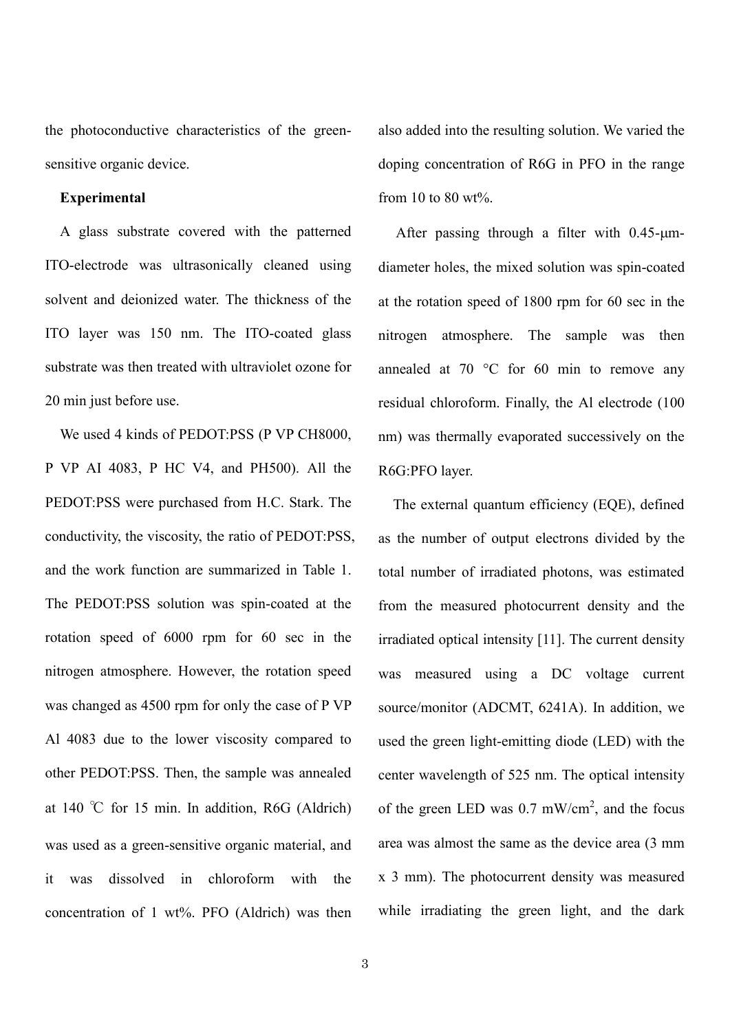the photoconductive characteristics of the green-sensitive organic device.

## Experimental

A glass substrate covered with the patterned ITO-electrode was ultrasonically cleaned using solvent and deionized water. The thickness of the ITO layer was 150 nm. The ITO-coated glass substrate was then treated with ultraviolet ozone for 20 min just before use.

We used 4 kinds of PEDOT:PSS (P VP CH8000, P VP AI 4083, P HC V4, and PH500). All the PEDOT:PSS were purchased from H.C. Stark. The conductivity, the viscosity, the ratio of PEDOT:PSS, and the work function are summarized in Table 1. The PEDOT:PSS solution was spin-coated at the rotation speed of 6000 rpm for 60 sec in the nitrogen atmosphere. However, the rotation speed was changed as 4500 rpm for only the case of P VP Al 4083 due to the lower viscosity compared to other PEDOT:PSS. Then, the sample was annealed at 140 ℃ for 15 min. In addition, R6G (Aldrich) was used as a green-sensitive organic material, and it was dissolved in chloroform with the concentration of 1 wt%. PFO (Aldrich) was then also added into the resulting solution. We varied the doping concentration of R6G in PFO in the range from 10 to 80 wt%.

After passing through a filter with 0.45-μm-diameter holes, the mixed solution was spin-coated at the rotation speed of 1800 rpm for 60 sec in the nitrogen atmosphere. The sample was then annealed at 70 °C for 60 min to remove any residual chloroform. Finally, the Al electrode (100 nm) was thermally evaporated successively on the R6G:PFO layer.

The external quantum efficiency (EQE), defined as the number of output electrons divided by the total number of irradiated photons, was estimated from the measured photocurrent density and the irradiated optical intensity [11]. The current density was measured using a DC voltage current source/monitor (ADCMT, 6241A). In addition, we used the green light-emitting diode (LED) with the center wavelength of 525 nm. The optical intensity of the green LED was 0.7 mW/cm$^2$, and the focus area was almost the same as the device area (3 mm x 3 mm). The photocurrent density was measured while irradiating the green light, and the dark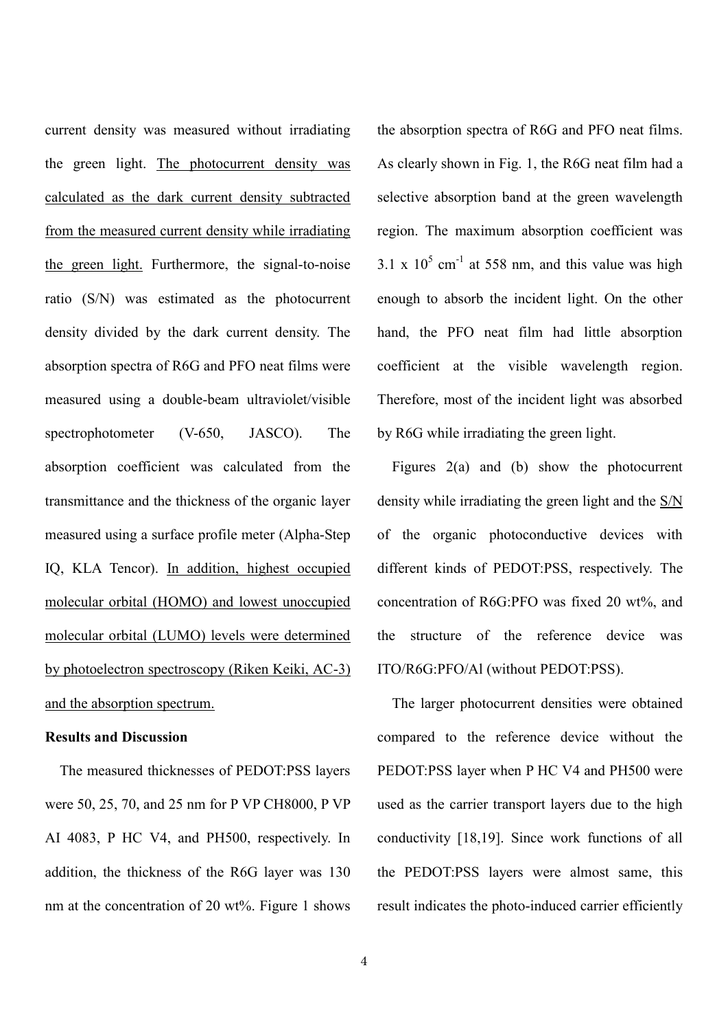current density was measured without irradiating the green light. The photocurrent density was calculated as the dark current density subtracted from the measured current density while irradiating the green light. Furthermore, the signal-to-noise ratio (S/N) was estimated as the photocurrent density divided by the dark current density. The absorption spectra of R6G and PFO neat films were measured using a double-beam ultraviolet/visible spectrophotometer (V-650, JASCO). The absorption coefficient was calculated from the transmittance and the thickness of the organic layer measured using a surface profile meter (Alpha-Step IQ, KLA Tencor). In addition, highest occupied molecular orbital (HOMO) and lowest unoccupied molecular orbital (LUMO) levels were determined by photoelectron spectroscopy (Riken Keiki, AC-3) and the absorption spectrum.

**Results and Discussion**

The measured thicknesses of PEDOT:PSS layers were 50, 25, 70, and 25 nm for P VP CH8000, P VP AI 4083, P HC V4, and PH500, respectively. In addition, the thickness of the R6G layer was 130 nm at the concentration of 20 wt%. Figure 1 shows the absorption spectra of R6G and PFO neat films. As clearly shown in Fig. 1, the R6G neat film had a selective absorption band at the green wavelength region. The maximum absorption coefficient was $3.1 \times 10^5$ $cm^{-1}$ at 558 nm, and this value was high enough to absorb the incident light. On the other hand, the PFO neat film had little absorption coefficient at the visible wavelength region. Therefore, most of the incident light was absorbed by R6G while irradiating the green light.

Figures 2(a) and (b) show the photocurrent density while irradiating the green light and the S/N of the organic photoconductive devices with different kinds of PEDOT:PSS, respectively. The concentration of R6G:PFO was fixed 20 wt%, and the structure of the reference device was ITO/R6G:PFO/Al (without PEDOT:PSS).

The larger photocurrent densities were obtained compared to the reference device without the PEDOT:PSS layer when P HC V4 and PH500 were used as the carrier transport layers due to the high conductivity [18,19]. Since work functions of all the PEDOT:PSS layers were almost same, this result indicates the photo-induced carrier efficiently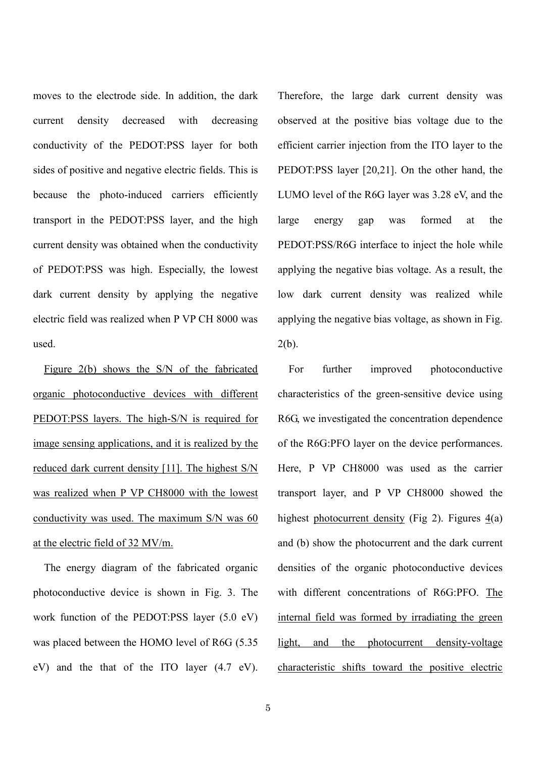moves to the electrode side. In addition, the dark current density decreased with decreasing conductivity of the PEDOT:PSS layer for both sides of positive and negative electric fields. This is because the photo-induced carriers efficiently transport in the PEDOT:PSS layer, and the high current density was obtained when the conductivity of PEDOT:PSS was high. Especially, the lowest dark current density by applying the negative electric field was realized when P VP CH 8000 was used.

Figure 2(b) shows the S/N of the fabricated organic photoconductive devices with different PEDOT:PSS layers. The high-S/N is required for image sensing applications, and it is realized by the reduced dark current density [11]. The highest S/N was realized when P VP CH8000 with the lowest conductivity was used. The maximum S/N was 60 at the electric field of 32 MV/m.

The energy diagram of the fabricated organic photoconductive device is shown in Fig. 3. The work function of the PEDOT:PSS layer (5.0 eV) was placed between the HOMO level of R6G (5.35 eV) and the that of the ITO layer (4.7 eV). Therefore, the large dark current density was observed at the positive bias voltage due to the efficient carrier injection from the ITO layer to the PEDOT:PSS layer [20,21]. On the other hand, the LUMO level of the R6G layer was 3.28 eV, and the large energy gap was formed at the PEDOT:PSS/R6G interface to inject the hole while applying the negative bias voltage. As a result, the low dark current density was realized while applying the negative bias voltage, as shown in Fig. 2(b).

For further improved photoconductive characteristics of the green-sensitive device using R6G, we investigated the concentration dependence of the R6G:PFO layer on the device performances. Here, P VP CH8000 was used as the carrier transport layer, and P VP CH8000 showed the highest photocurrent density (Fig 2). Figures 4(a) and (b) show the photocurrent and the dark current densities of the organic photoconductive devices with different concentrations of R6G:PFO. The internal field was formed by irradiating the green light, and the photocurrent density-voltage characteristic shifts toward the positive electric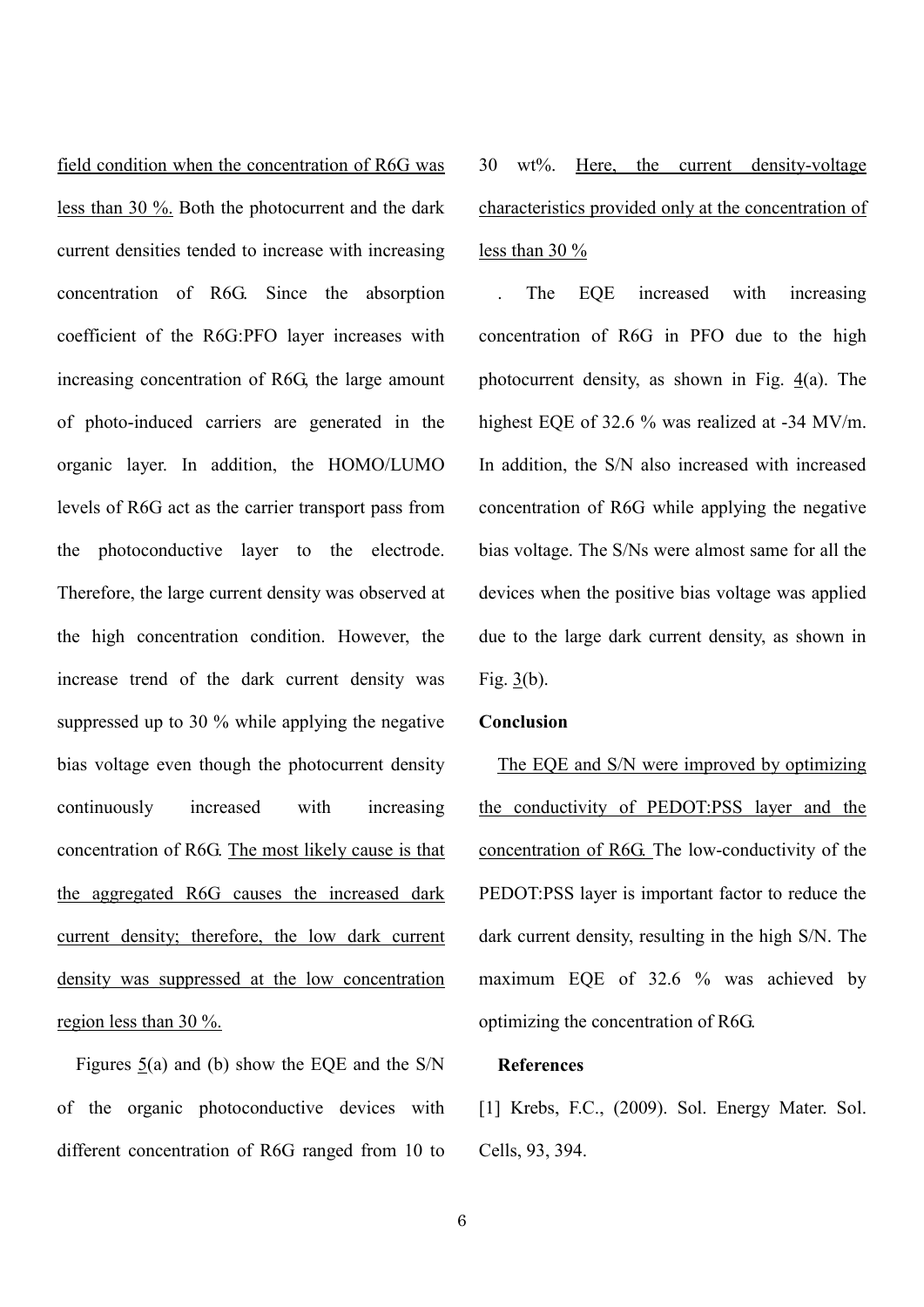field condition when the concentration of R6G was less than 30 %. Both the photocurrent and the dark current densities tended to increase with increasing concentration of R6G. Since the absorption coefficient of the R6G:PFO layer increases with increasing concentration of R6G, the large amount of photo-induced carriers are generated in the organic layer. In addition, the HOMO/LUMO levels of R6G act as the carrier transport pass from the photoconductive layer to the electrode. Therefore, the large current density was observed at the high concentration condition. However, the increase trend of the dark current density was suppressed up to 30 % while applying the negative bias voltage even though the photocurrent density continuously increased with increasing concentration of R6G. The most likely cause is that the aggregated R6G causes the increased dark current density; therefore, the low dark current density was suppressed at the low concentration region less than 30 %.

Figures 5(a) and (b) show the EQE and the S/N of the organic photoconductive devices with different concentration of R6G ranged from 10 to 30 wt%. Here, the current density-voltage characteristics provided only at the concentration of less than 30 %

. The EQE increased with increasing concentration of R6G in PFO due to the high photocurrent density, as shown in Fig. 4(a). The highest EQE of 32.6 % was realized at -34 MV/m. In addition, the S/N also increased with increased concentration of R6G while applying the negative bias voltage. The S/Ns were almost same for all the devices when the positive bias voltage was applied due to the large dark current density, as shown in Fig. 3(b).

**Conclusion**

The EQE and S/N were improved by optimizing the conductivity of PEDOT:PSS layer and the concentration of R6G. The low-conductivity of the PEDOT:PSS layer is important factor to reduce the dark current density, resulting in the high S/N. The maximum EQE of 32.6 % was achieved by optimizing the concentration of R6G.

**References**

[1] Krebs, F.C., (2009). Sol. Energy Mater. Sol. Cells, 93, 394.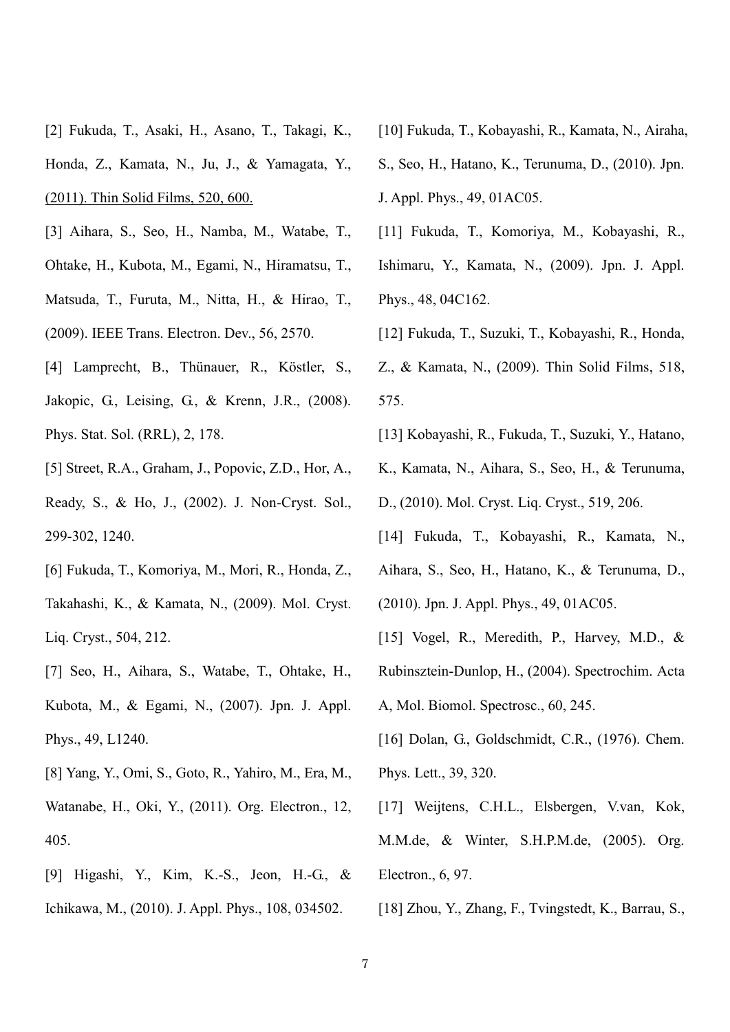[2] Fukuda, T., Asaki, H., Asano, T., Takagi, K., Honda, Z., Kamata, N., Ju, J., & Yamagata, Y., (2011). Thin Solid Films, 520, 600.

[3] Aihara, S., Seo, H., Namba, M., Watabe, T., Ohtake, H., Kubota, M., Egami, N., Hiramatsu, T., Matsuda, T., Furuta, M., Nitta, H., & Hirao, T., (2009). IEEE Trans. Electron. Dev., 56, 2570.

[4] Lamprecht, B., Thünauer, R., Köstler, S., Jakopic, G., Leising, G., & Krenn, J.R., (2008). Phys. Stat. Sol. (RRL), 2, 178.

[5] Street, R.A., Graham, J., Popovic, Z.D., Hor, A., Ready, S., & Ho, J., (2002). J. Non-Cryst. Sol., 299-302, 1240.

[6] Fukuda, T., Komoriya, M., Mori, R., Honda, Z., Takahashi, K., & Kamata, N., (2009). Mol. Cryst. Liq. Cryst., 504, 212.

[7] Seo, H., Aihara, S., Watabe, T., Ohtake, H., Kubota, M., & Egami, N., (2007). Jpn. J. Appl. Phys., 49, L1240.

[8] Yang, Y., Omi, S., Goto, R., Yahiro, M., Era, M., Watanabe, H., Oki, Y., (2011). Org. Electron., 12, 405.

[9] Higashi, Y., Kim, K.-S., Jeon, H.-G., & Ichikawa, M., (2010). J. Appl. Phys., 108, 034502.

[10] Fukuda, T., Kobayashi, R., Kamata, N., Airaha, S., Seo, H., Hatano, K., Terunuma, D., (2010). Jpn. J. Appl. Phys., 49, 01AC05.

[11] Fukuda, T., Komoriya, M., Kobayashi, R., Ishimaru, Y., Kamata, N., (2009). Jpn. J. Appl. Phys., 48, 04C162.

[12] Fukuda, T., Suzuki, T., Kobayashi, R., Honda, Z., & Kamata, N., (2009). Thin Solid Films, 518, 575.

[13] Kobayashi, R., Fukuda, T., Suzuki, Y., Hatano, K., Kamata, N., Aihara, S., Seo, H., & Terunuma, D., (2010). Mol. Cryst. Liq. Cryst., 519, 206.

[14] Fukuda, T., Kobayashi, R., Kamata, N., Aihara, S., Seo, H., Hatano, K., & Terunuma, D., (2010). Jpn. J. Appl. Phys., 49, 01AC05.

[15] Vogel, R., Meredith, P., Harvey, M.D., & Rubinsztein-Dunlop, H., (2004). Spectrochim. Acta A, Mol. Biomol. Spectrosc., 60, 245.

[16] Dolan, G., Goldschmidt, C.R., (1976). Chem. Phys. Lett., 39, 320.

[17] Weijtens, C.H.L., Elsbergen, V.van, Kok, M.M.de, & Winter, S.H.P.M.de, (2005). Org. Electron., 6, 97.

[18] Zhou, Y., Zhang, F., Tvingstedt, K., Barrau, S.,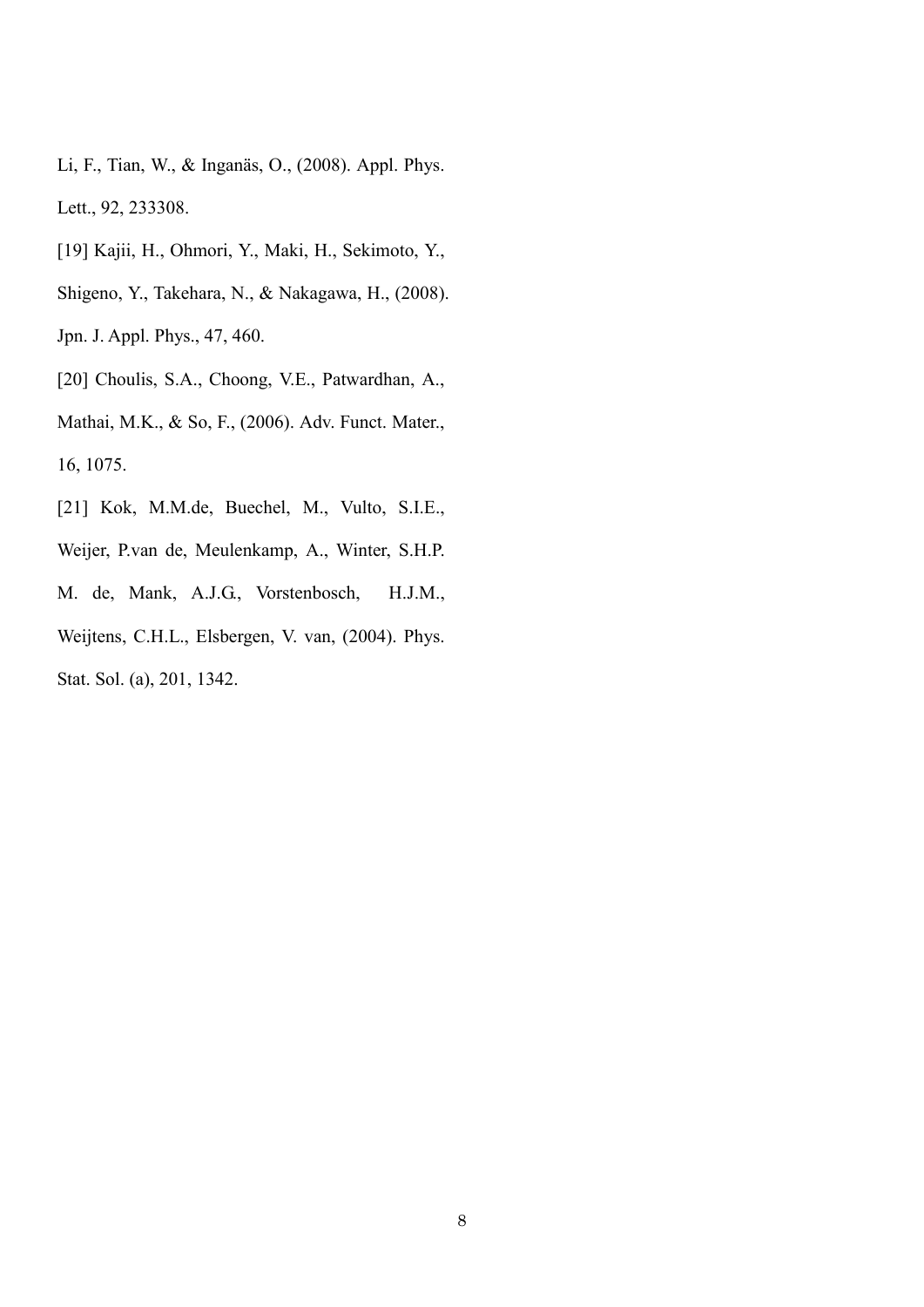Li, F., Tian, W., & Inganäs, O., (2008). Appl. Phys. Lett., 92, 233308.

[19] Kajii, H., Ohmori, Y., Maki, H., Sekimoto, Y., Shigeno, Y., Takehara, N., & Nakagawa, H., (2008). Jpn. J. Appl. Phys., 47, 460.

[20] Choulis, S.A., Choong, V.E., Patwardhan, A., Mathai, M.K., & So, F., (2006). Adv. Funct. Mater., 16, 1075.

[21] Kok, M.M.de, Buechel, M., Vulto, S.I.E., Weijer, P.van de, Meulenkamp, A., Winter, S.H.P. M. de, Mank, A.J.G., Vorstenbosch, H.J.M., Weijtens, C.H.L., Elsbergen, V. van, (2004). Phys. Stat. Sol. (a), 201, 1342.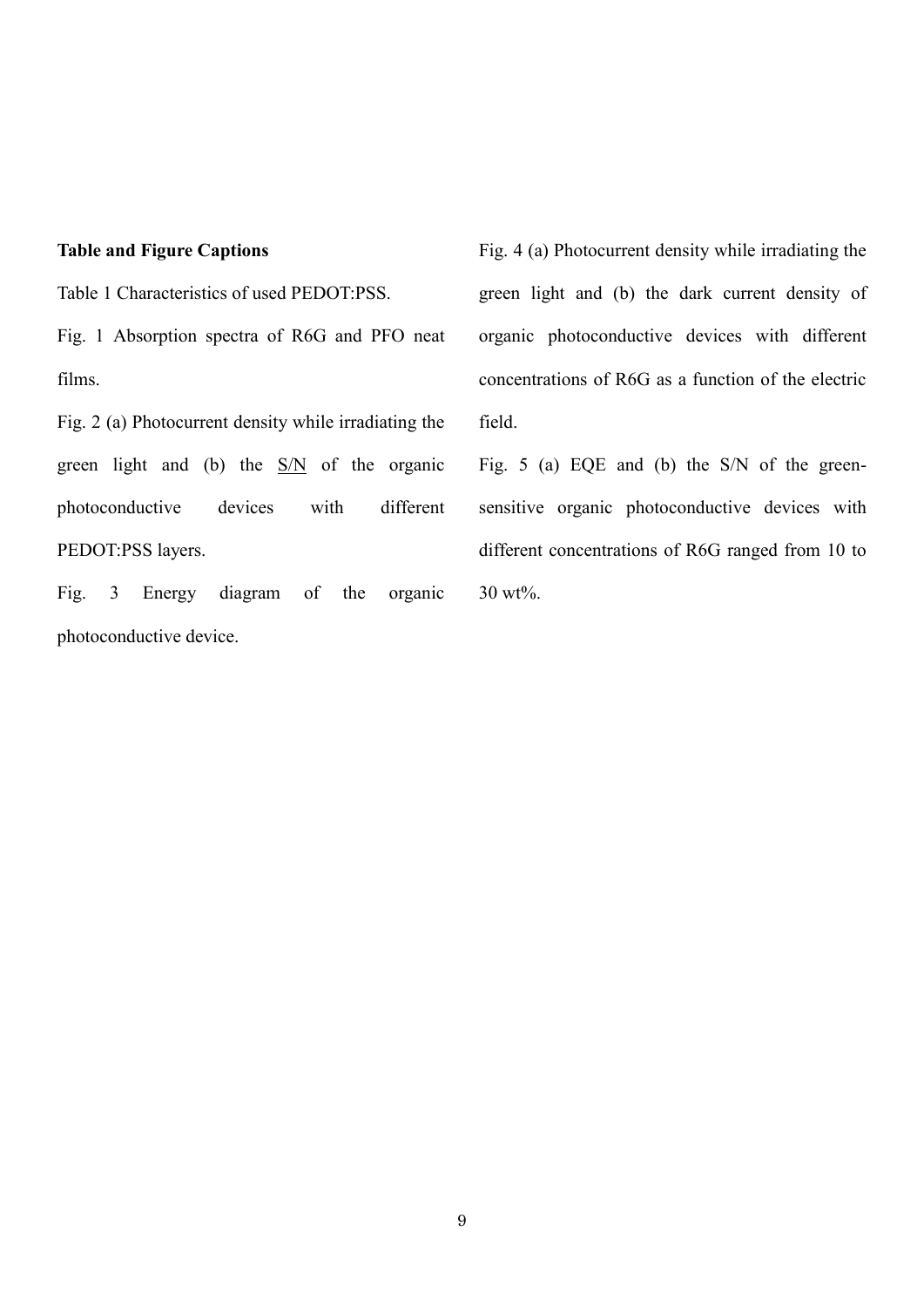**Table and Figure Captions**

Table 1 Characteristics of used PEDOT:PSS.

Fig. 1 Absorption spectra of R6G and PFO neat films.

Fig. 2 (a) Photocurrent density while irradiating the green light and (b) the S/N of the organic photoconductive devices with different PEDOT:PSS layers.

Fig. 3 Energy diagram of the organic photoconductive device.

Fig. 4 (a) Photocurrent density while irradiating the green light and (b) the dark current density of organic photoconductive devices with different concentrations of R6G as a function of the electric field.

Fig. 5 (a) EQE and (b) the S/N of the green-sensitive organic photoconductive devices with different concentrations of R6G ranged from 10 to 30 wt%.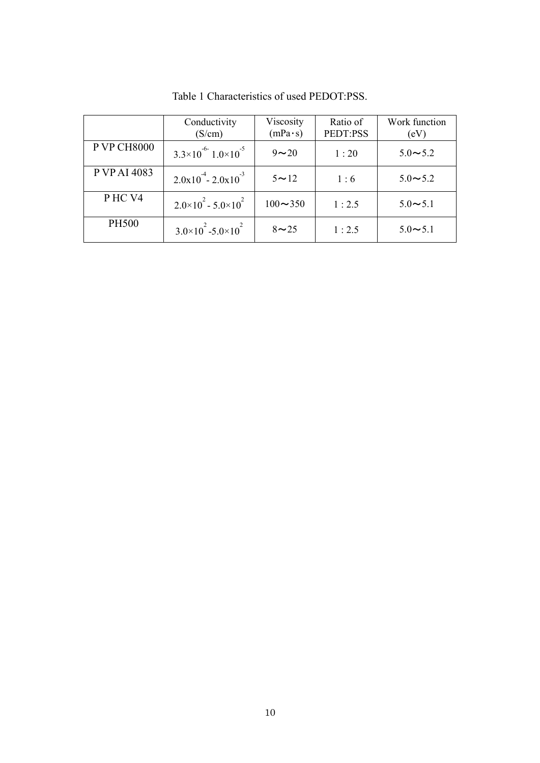Table 1 Characteristics of used PEDOT:PSS.

| | Conductivity (S/cm) | Viscosity (mPa･s) | Ratio of PEDT:PSS | Work function (eV) |
|---|---|---|---|---|
| P VP CH8000 | $3.3\times10^{-6-}$ $1.0\times10^{-5}$ | 9～20 | 1 : 20 | 5.0～5.2 |
| P VP AI 4083 | $2.0\text{x}10^{-4}$ - $2.0\text{x}10^{-3}$ | 5～12 | 1 : 6 | 5.0～5.2 |
| P HC V4 | $2.0\times10^{2}$ - $5.0\times10^{2}$ | 100～350 | 1 : 2.5 | 5.0～5.1 |
| PH500 | $3.0\times10^{2}$ -$5.0\times10^{2}$ | 8～25 | 1 : 2.5 | 5.0～5.1 |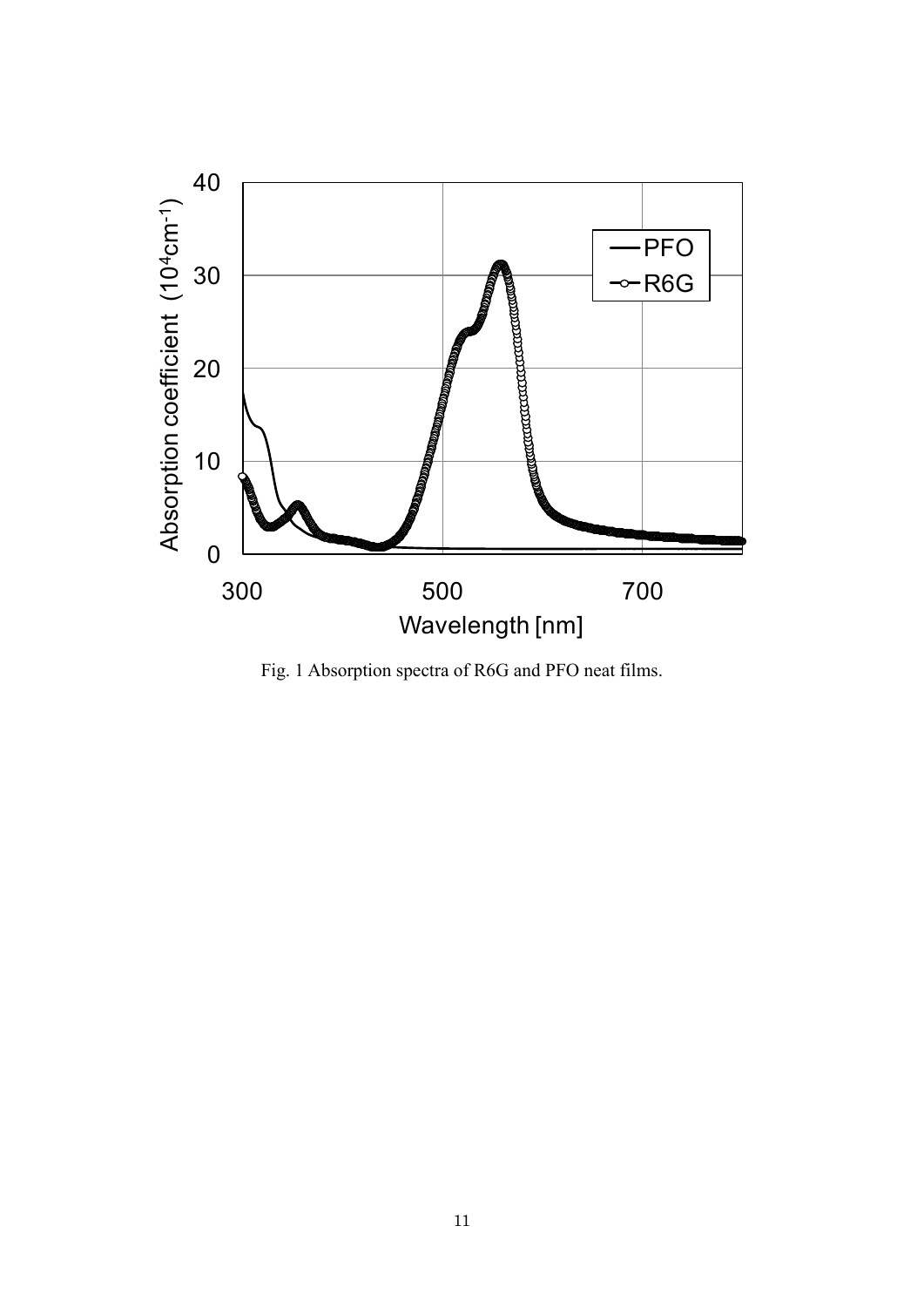Fig. 1 Absorption spectra of R6G and PFO neat films.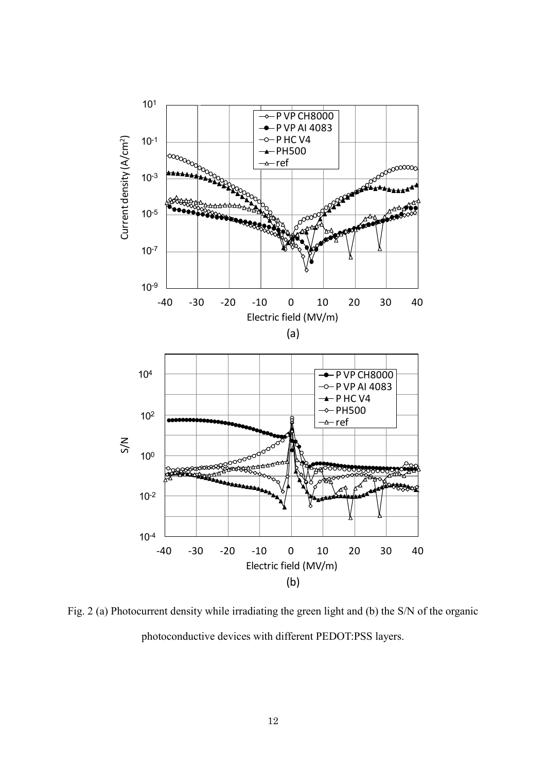Fig. 2 (a) Photocurrent density while irradiating the green light and (b) the S/N of the organic photoconductive devices with different PEDOT:PSS layers.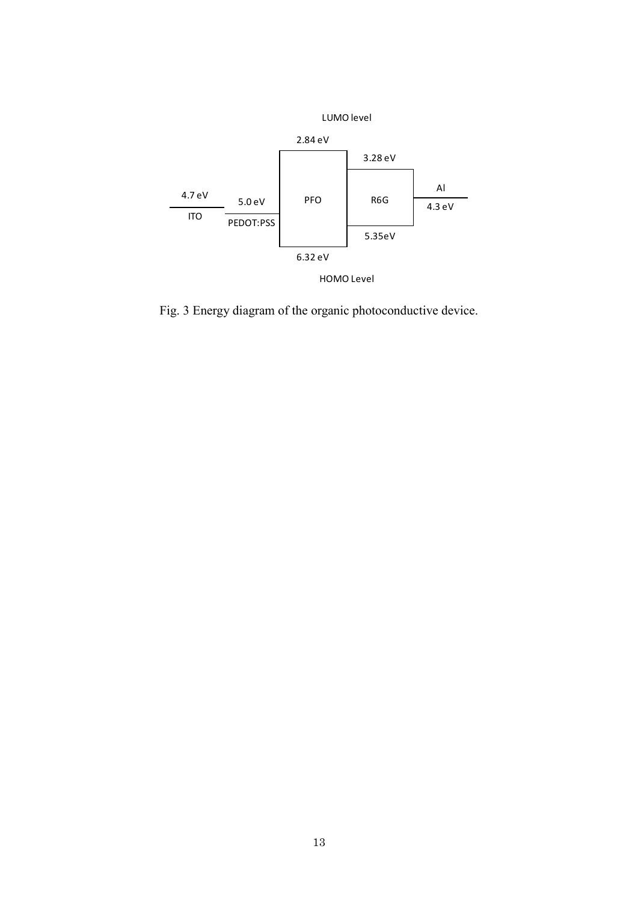LUMO level

2.84 eV

3.28 eV

4.7 eV

ITO

5.0 eV

PEDOT:PSS

PFO

R6G

Al

4.3 eV

5.35eV

6.32 eV

HOMO Level

Fig. 3 Energy diagram of the organic photoconductive device.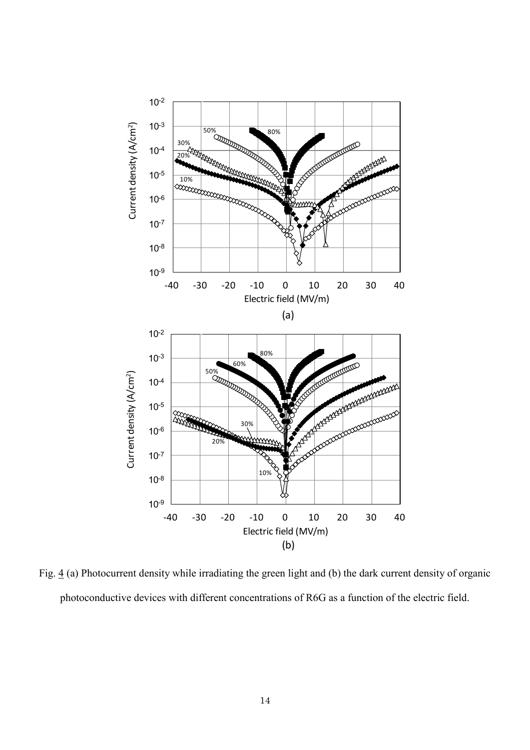Fig. 4 (a) Photocurrent density while irradiating the green light and (b) the dark current density of organic photoconductive devices with different concentrations of R6G as a function of the electric field.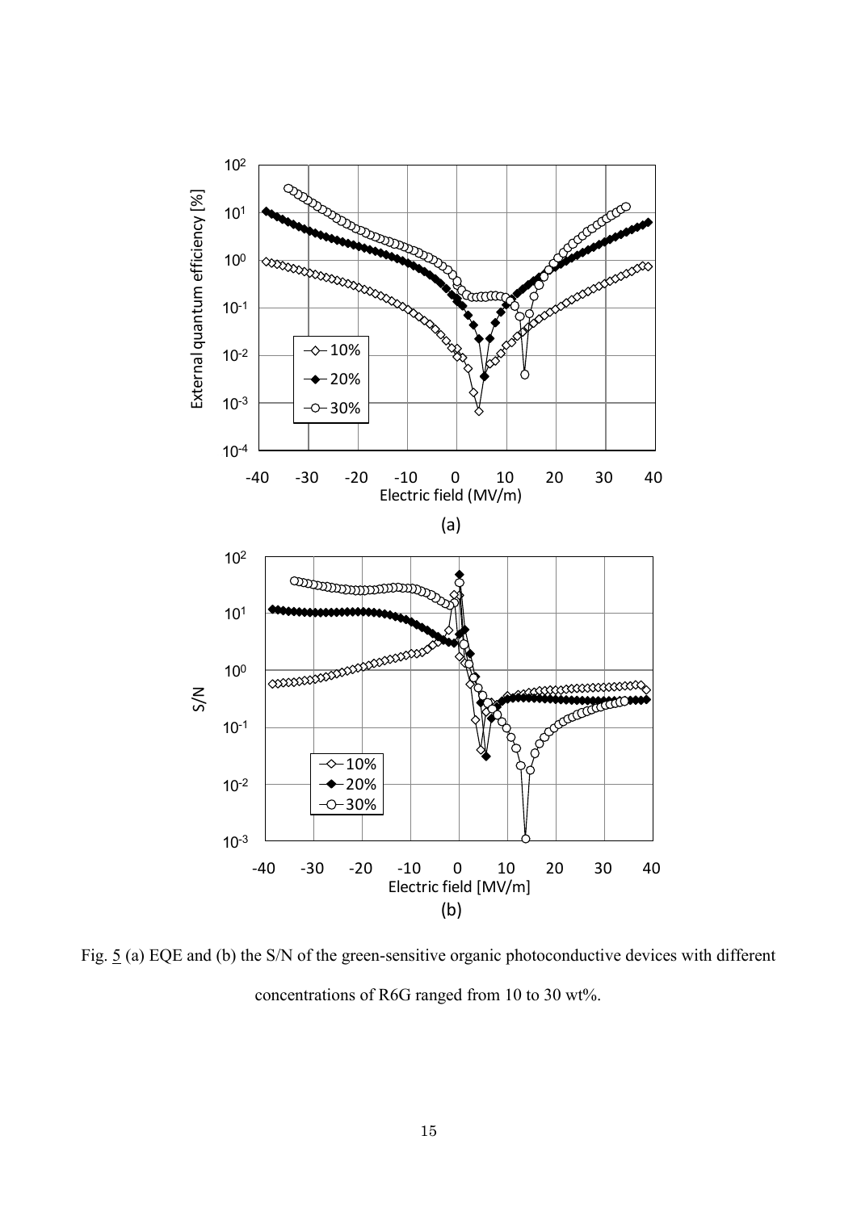External quantum efficiency [%]

$10^{2}$
$10^{1}$
$10^{0}$
$10^{-1}$
$10^{-2}$
$10^{-3}$
$10^{-4}$

-40 -30 -20 -10 0 10 20 30 40

Electric field (MV/m)

10%
20%
30%

(a)

S/N

$10^{2}$
$10^{1}$
$10^{0}$
$10^{-1}$
$10^{-2}$
$10^{-3}$

-40 -30 -20 -10 0 10 20 30 40

Electric field [MV/m]

10%
20%
30%

(b)

Fig. 5 (a) EQE and (b) the S/N of the green-sensitive organic photoconductive devices with different concentrations of R6G ranged from 10 to 30 wt%.